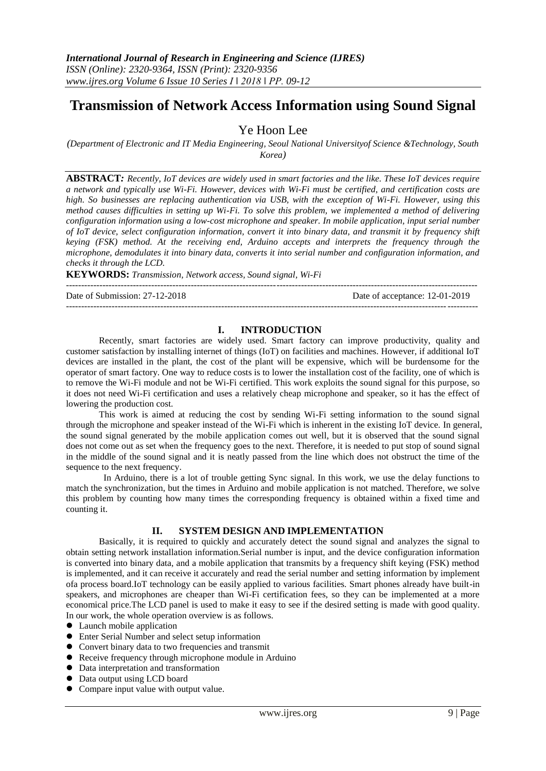# Transmission of Network Access Information using Sound Signal

Ye Hoon Lee

*(Department of Electronic and IT Media Engineering, Seoul National Universityof Science &Technology, South Korea)*

**ABSTRACT:** *Recently, IoT devices are widely used in smart factories and the like. These IoT devices require a network and typically use Wi-Fi. However, devices with Wi-Fi must be certified, and certification costs are high. So businesses are replacing authentication via USB, with the exception of Wi-Fi. However, using this method causes difficulties in setting up Wi-Fi. To solve this problem, we implemented a method of delivering configuration information using a low-cost microphone and speaker. In mobile application, input serial number of IoT device, select configuration information, convert it into binary data, and transmit it by frequency shift keying (FSK) method. At the receiving end, Arduino accepts and interprets the frequency through the microphone, demodulates it into binary data, converts it into serial number and configuration information, and checks it through the LCD.*

**KEYWORDS:** *Transmission, Network access, Sound signal, Wi-Fi*

---

Date of Submission: 27-12-2018 Date of acceptance: 12-01-2019

---

## I. INTRODUCTION

Recently, smart factories are widely used. Smart factory can improve productivity, quality and customer satisfaction by installing internet of things (IoT) on facilities and machines. However, if additional IoT devices are installed in the plant, the cost of the plant will be expensive, which will be burdensome for the operator of smart factory. One way to reduce costs is to lower the installation cost of the facility, one of which is to remove the Wi-Fi module and not be Wi-Fi certified. This work exploits the sound signal for this purpose, so it does not need Wi-Fi certification and uses a relatively cheap microphone and speaker, so it has the effect of lowering the production cost.

This work is aimed at reducing the cost by sending Wi-Fi setting information to the sound signal through the microphone and speaker instead of the Wi-Fi which is inherent in the existing IoT device. In general, the sound signal generated by the mobile application comes out well, but it is observed that the sound signal does not come out as set when the frequency goes to the next. Therefore, it is needed to put stop of sound signal in the middle of the sound signal and it is neatly passed from the line which does not obstruct the time of the sequence to the next frequency.

In Arduino, there is a lot of trouble getting Sync signal. In this work, we use the delay functions to match the synchronization, but the times in Arduino and mobile application is not matched. Therefore, we solve this problem by counting how many times the corresponding frequency is obtained within a fixed time and counting it.

## II. SYSTEM DESIGN AND IMPLEMENTATION

Basically, it is required to quickly and accurately detect the sound signal and analyzes the signal to obtain setting network installation information.Serial number is input, and the device configuration information is converted into binary data, and a mobile application that transmits by a frequency shift keying (FSK) method is implemented, and it can receive it accurately and read the serial number and setting information by implement ofa process board.IoT technology can be easily applied to various facilities. Smart phones already have built-in speakers, and microphones are cheaper than Wi-Fi certification fees, so they can be implemented at a more economical price.The LCD panel is used to make it easy to see if the desired setting is made with good quality. In our work, the whole operation overview is as follows.

- Launch mobile application
- Enter Serial Number and select setup information
- Convert binary data to two frequencies and transmit
- Receive frequency through microphone module in Arduino
- Data interpretation and transformation
- Data output using LCD board
- Compare input value with output value.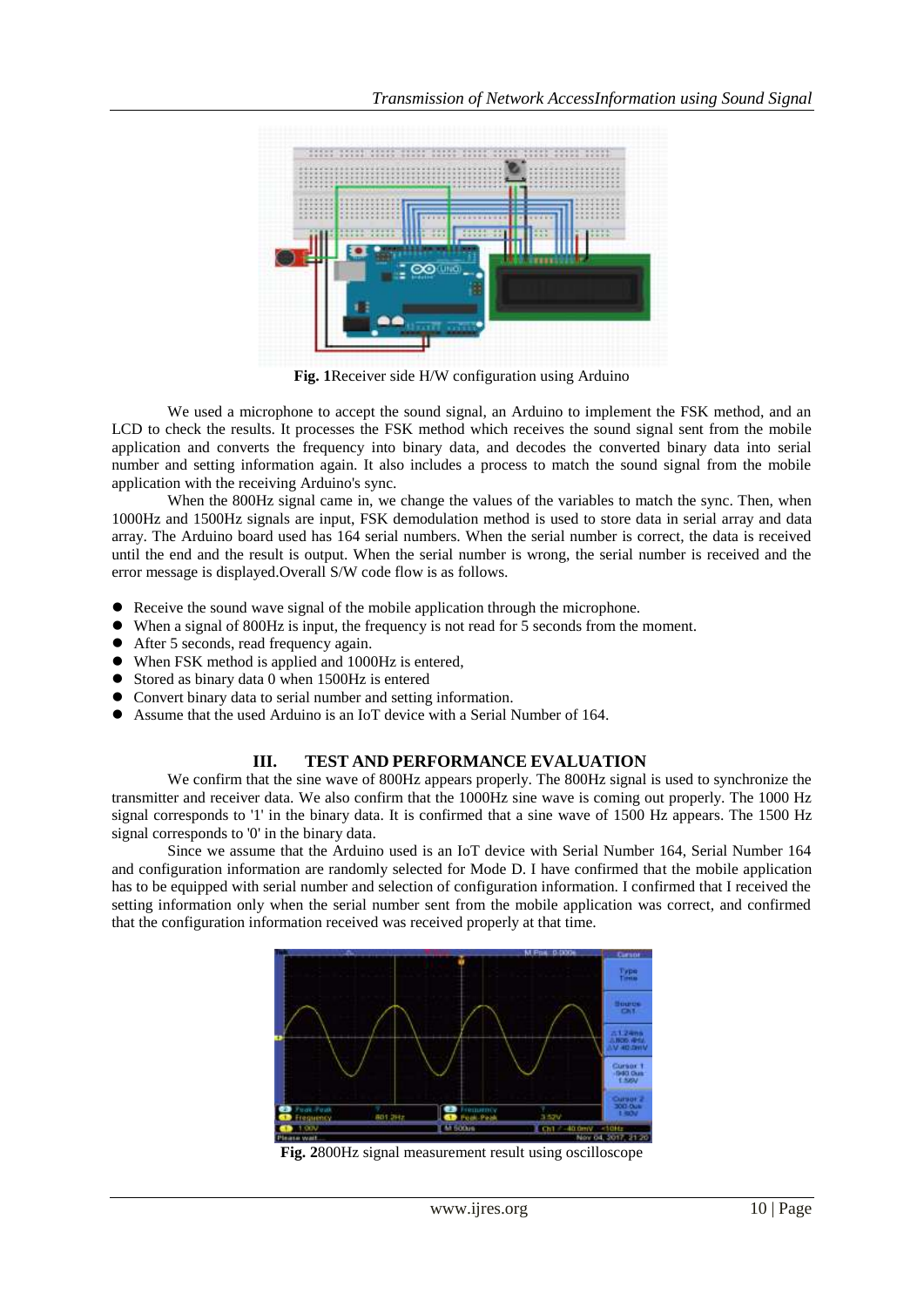**Fig. 1**Receiver side H/W configuration using Arduino

We used a microphone to accept the sound signal, an Arduino to implement the FSK method, and an LCD to check the results. It processes the FSK method which receives the sound signal sent from the mobile application and converts the frequency into binary data, and decodes the converted binary data into serial number and setting information again. It also includes a process to match the sound signal from the mobile application with the receiving Arduino's sync.

When the 800Hz signal came in, we change the values of the variables to match the sync. Then, when 1000Hz and 1500Hz signals are input, FSK demodulation method is used to store data in serial array and data array. The Arduino board used has 164 serial numbers. When the serial number is correct, the data is received until the end and the result is output. When the serial number is wrong, the serial number is received and the error message is displayed.Overall S/W code flow is as follows.

- Receive the sound wave signal of the mobile application through the microphone.
- When a signal of 800Hz is input, the frequency is not read for 5 seconds from the moment.
- After 5 seconds, read frequency again.
- When FSK method is applied and 1000Hz is entered,
- Stored as binary data 0 when 1500Hz is entered
- Convert binary data to serial number and setting information.
- Assume that the used Arduino is an IoT device with a Serial Number of 164.

## III. TEST AND PERFORMANCE EVALUATION

We confirm that the sine wave of 800Hz appears properly. The 800Hz signal is used to synchronize the transmitter and receiver data. We also confirm that the 1000Hz sine wave is coming out properly. The 1000 Hz signal corresponds to '1' in the binary data. It is confirmed that a sine wave of 1500 Hz appears. The 1500 Hz signal corresponds to '0' in the binary data.

Since we assume that the Arduino used is an IoT device with Serial Number 164, Serial Number 164 and configuration information are randomly selected for Mode D. I have confirmed that the mobile application has to be equipped with serial number and selection of configuration information. I confirmed that I received the setting information only when the serial number sent from the mobile application was correct, and confirmed that the configuration information received was received properly at that time.

**Fig. 2**800Hz signal measurement result using oscilloscope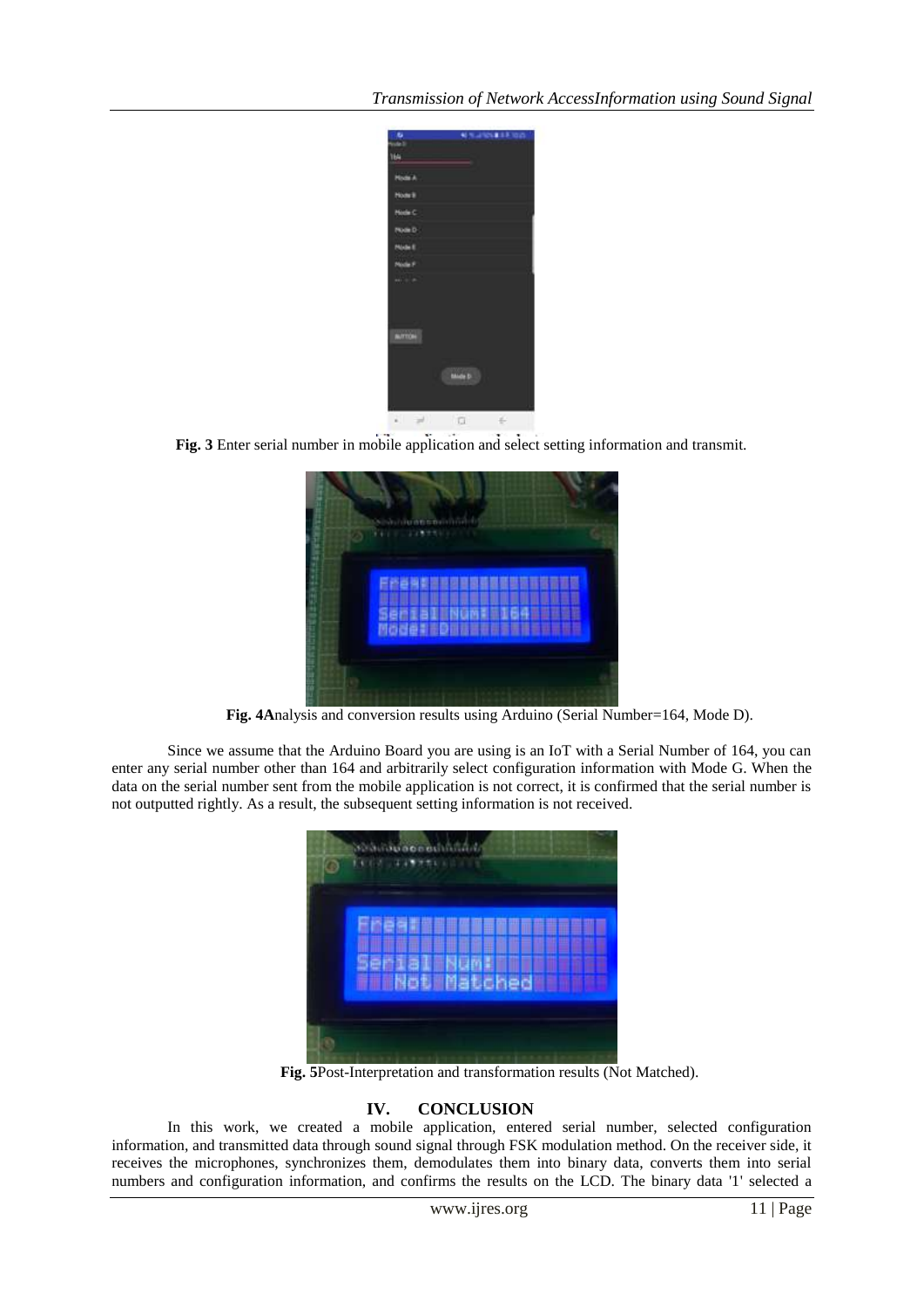**Fig. 3** Enter serial number in mobile application and select setting information and transmit.

**Fig. 4A**nalysis and conversion results using Arduino (Serial Number=164, Mode D).

Since we assume that the Arduino Board you are using is an IoT with a Serial Number of 164, you can enter any serial number other than 164 and arbitrarily select configuration information with Mode G. When the data on the serial number sent from the mobile application is not correct, it is confirmed that the serial number is not outputted rightly. As a result, the subsequent setting information is not received.

**Fig. 5**Post-Interpretation and transformation results (Not Matched).

## IV. CONCLUSION

In this work, we created a mobile application, entered serial number, selected configuration information, and transmitted data through sound signal through FSK modulation method. On the receiver side, it receives the microphones, synchronizes them, demodulates them into binary data, converts them into serial numbers and configuration information, and confirms the results on the LCD. The binary data '1' selected a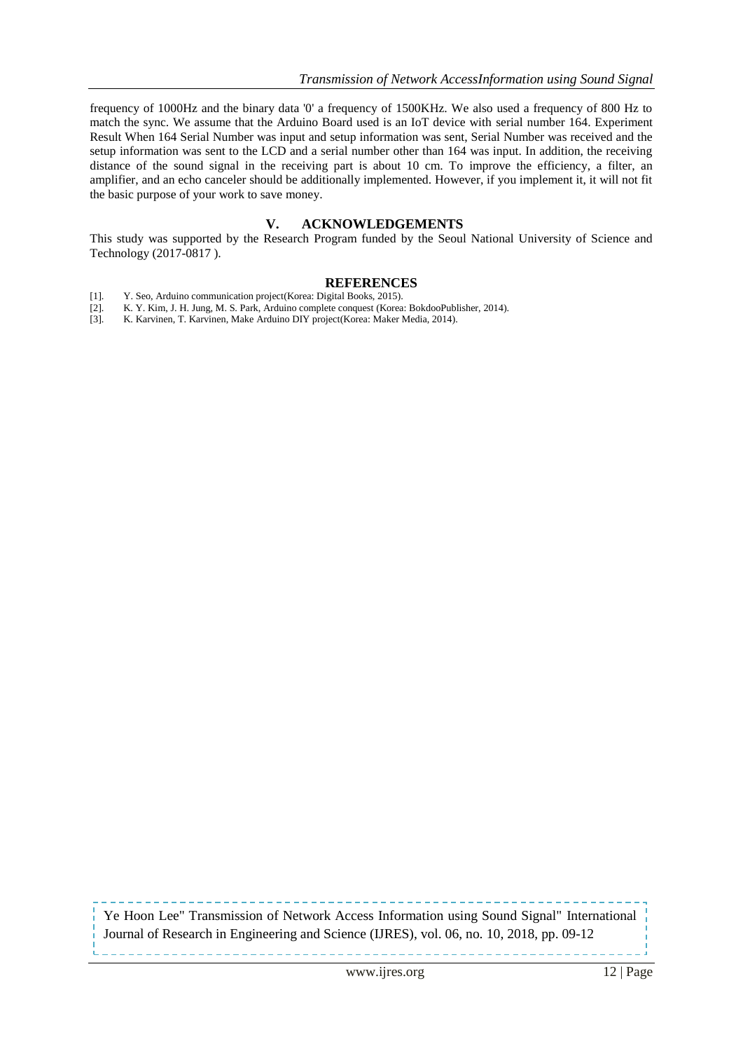frequency of 1000Hz and the binary data '0' a frequency of 1500KHz. We also used a frequency of 800 Hz to match the sync. We assume that the Arduino Board used is an IoT device with serial number 164. Experiment Result When 164 Serial Number was input and setup information was sent, Serial Number was received and the setup information was sent to the LCD and a serial number other than 164 was input. In addition, the receiving distance of the sound signal in the receiving part is about 10 cm. To improve the efficiency, a filter, an amplifier, and an echo canceler should be additionally implemented. However, if you implement it, it will not fit the basic purpose of your work to save money.

## V. ACKNOWLEDGEMENTS

This study was supported by the Research Program funded by the Seoul National University of Science and Technology (2017-0817 ).

## REFERENCES

[1]. Y. Seo, Arduino communication project(Korea: Digital Books, 2015).

[2]. K. Y. Kim, J. H. Jung, M. S. Park, Arduino complete conquest (Korea: BokdooPublisher, 2014).

[3]. K. Karvinen, T. Karvinen, Make Arduino DIY project(Korea: Maker Media, 2014).

Ye Hoon Lee" Transmission of Network Access Information using Sound Signal" International Journal of Research in Engineering and Science (IJRES), vol. 06, no. 10, 2018, pp. 09-12